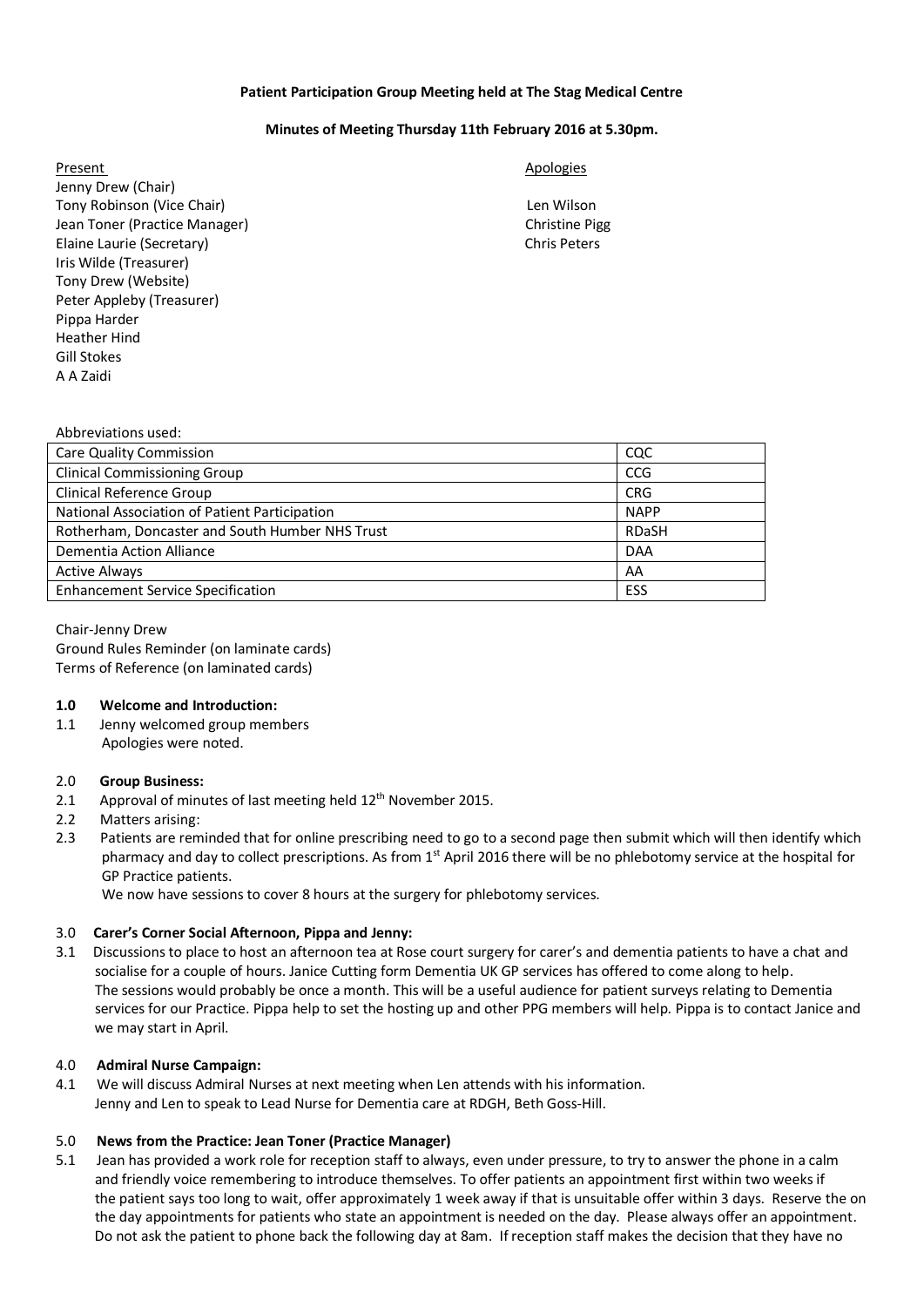**Patient Participation Group Meeting held at The Stag Medical Centre**

**Minutes of Meeting Thursday 11th February 2016 at 5.30pm.**

Present

Jenny Drew (Chair)
Tony Robinson (Vice Chair)
Jean Toner (Practice Manager)
Elaine Laurie (Secretary)
Iris Wilde (Treasurer)
Tony Drew (Website)
Peter Appleby (Treasurer)
Pippa Harder
Heather Hind
Gill Stokes
A A Zaidi

Apologies

Len Wilson
Christine Pigg
Chris Peters

Abbreviations used:

| | |
|---|---|
| Care Quality Commission | CQC |
| Clinical Commissioning Group | CCG |
| Clinical Reference Group | CRG |
| National Association of Patient Participation | NAPP |
| Rotherham, Doncaster and South Humber NHS Trust | RDaSH |
| Dementia Action Alliance | DAA |
| Active Always | AA |
| Enhancement Service Specification | ESS |

Chair-Jenny Drew
Ground Rules Reminder (on laminate cards)
Terms of Reference (on laminated cards)

**1.0 Welcome and Introduction:**

1.1 Jenny welcomed group members
Apologies were noted.

2.0 **Group Business:**

2.1 Approval of minutes of last meeting held 12th November 2015.

2.2 Matters arising:

2.3 Patients are reminded that for online prescribing need to go to a second page then submit which will then identify which pharmacy and day to collect prescriptions. As from 1st April 2016 there will be no phlebotomy service at the hospital for GP Practice patients.
We now have sessions to cover 8 hours at the surgery for phlebotomy services.

3.0 **Carer's Corner Social Afternoon, Pippa and Jenny:**

3.1 Discussions to place to host an afternoon tea at Rose court surgery for carer's and dementia patients to have a chat and socialise for a couple of hours. Janice Cutting form Dementia UK GP services has offered to come along to help. The sessions would probably be once a month. This will be a useful audience for patient surveys relating to Dementia services for our Practice. Pippa help to set the hosting up and other PPG members will help. Pippa is to contact Janice and we may start in April.

4.0 **Admiral Nurse Campaign:**

4.1 We will discuss Admiral Nurses at next meeting when Len attends with his information.
Jenny and Len to speak to Lead Nurse for Dementia care at RDGH, Beth Goss-Hill.

5.0 **News from the Practice: Jean Toner (Practice Manager)**

5.1 Jean has provided a work role for reception staff to always, even under pressure, to try to answer the phone in a calm and friendly voice remembering to introduce themselves. To offer patients an appointment first within two weeks if the patient says too long to wait, offer approximately 1 week away if that is unsuitable offer within 3 days. Reserve the on the day appointments for patients who state an appointment is needed on the day. Please always offer an appointment. Do not ask the patient to phone back the following day at 8am. If reception staff makes the decision that they have no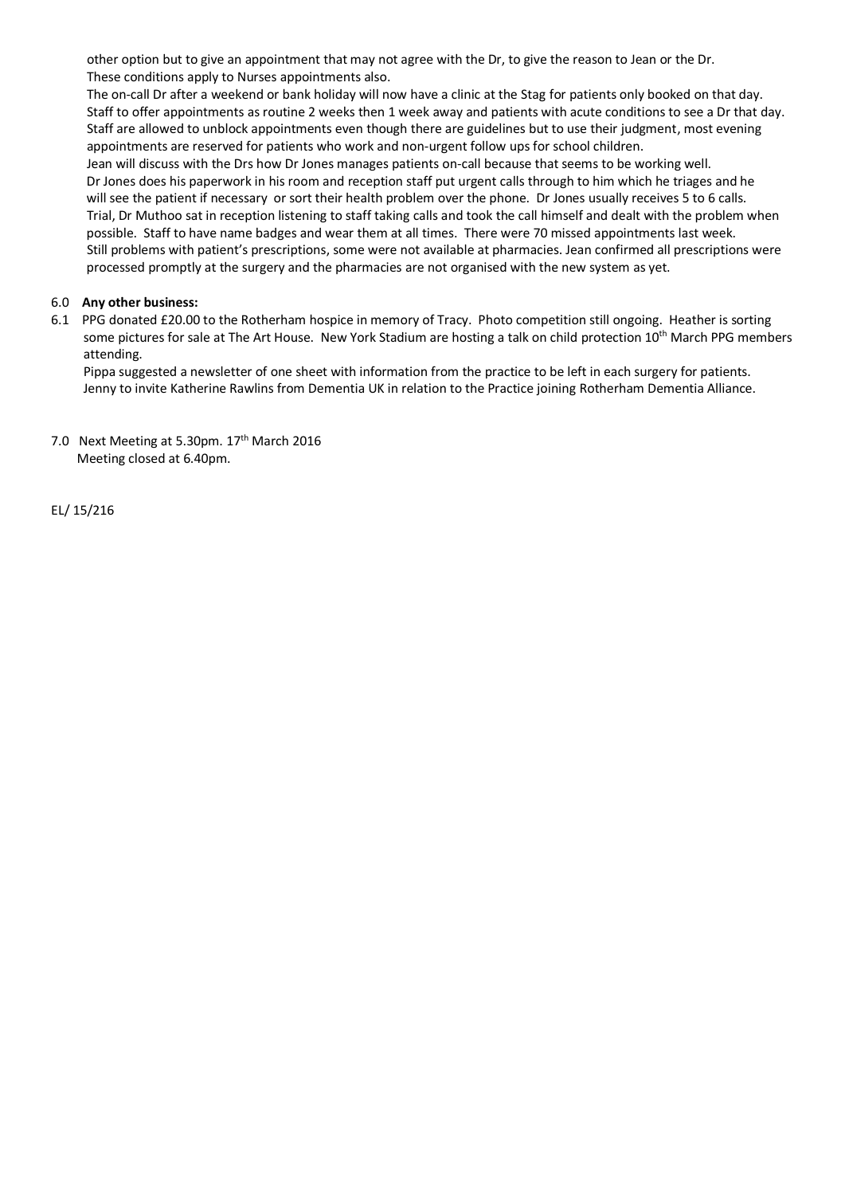other option but to give an appointment that may not agree with the Dr, to give the reason to Jean or the Dr. These conditions apply to Nurses appointments also.

The on-call Dr after a weekend or bank holiday will now have a clinic at the Stag for patients only booked on that day. Staff to offer appointments as routine 2 weeks then 1 week away and patients with acute conditions to see a Dr that day. Staff are allowed to unblock appointments even though there are guidelines but to use their judgment, most evening appointments are reserved for patients who work and non-urgent follow ups for school children.

Jean will discuss with the Drs how Dr Jones manages patients on-call because that seems to be working well. Dr Jones does his paperwork in his room and reception staff put urgent calls through to him which he triages and he will see the patient if necessary or sort their health problem over the phone. Dr Jones usually receives 5 to 6 calls. Trial, Dr Muthoo sat in reception listening to staff taking calls and took the call himself and dealt with the problem when possible. Staff to have name badges and wear them at all times. There were 70 missed appointments last week. Still problems with patient's prescriptions, some were not available at pharmacies. Jean confirmed all prescriptions were processed promptly at the surgery and the pharmacies are not organised with the new system as yet.

6.0 **Any other business:**

6.1 PPG donated £20.00 to the Rotherham hospice in memory of Tracy. Photo competition still ongoing. Heather is sorting some pictures for sale at The Art House. New York Stadium are hosting a talk on child protection 10th March PPG members attending.

Pippa suggested a newsletter of one sheet with information from the practice to be left in each surgery for patients. Jenny to invite Katherine Rawlins from Dementia UK in relation to the Practice joining Rotherham Dementia Alliance.

7.0 Next Meeting at 5.30pm. 17th March 2016
Meeting closed at 6.40pm.

EL/ 15/216